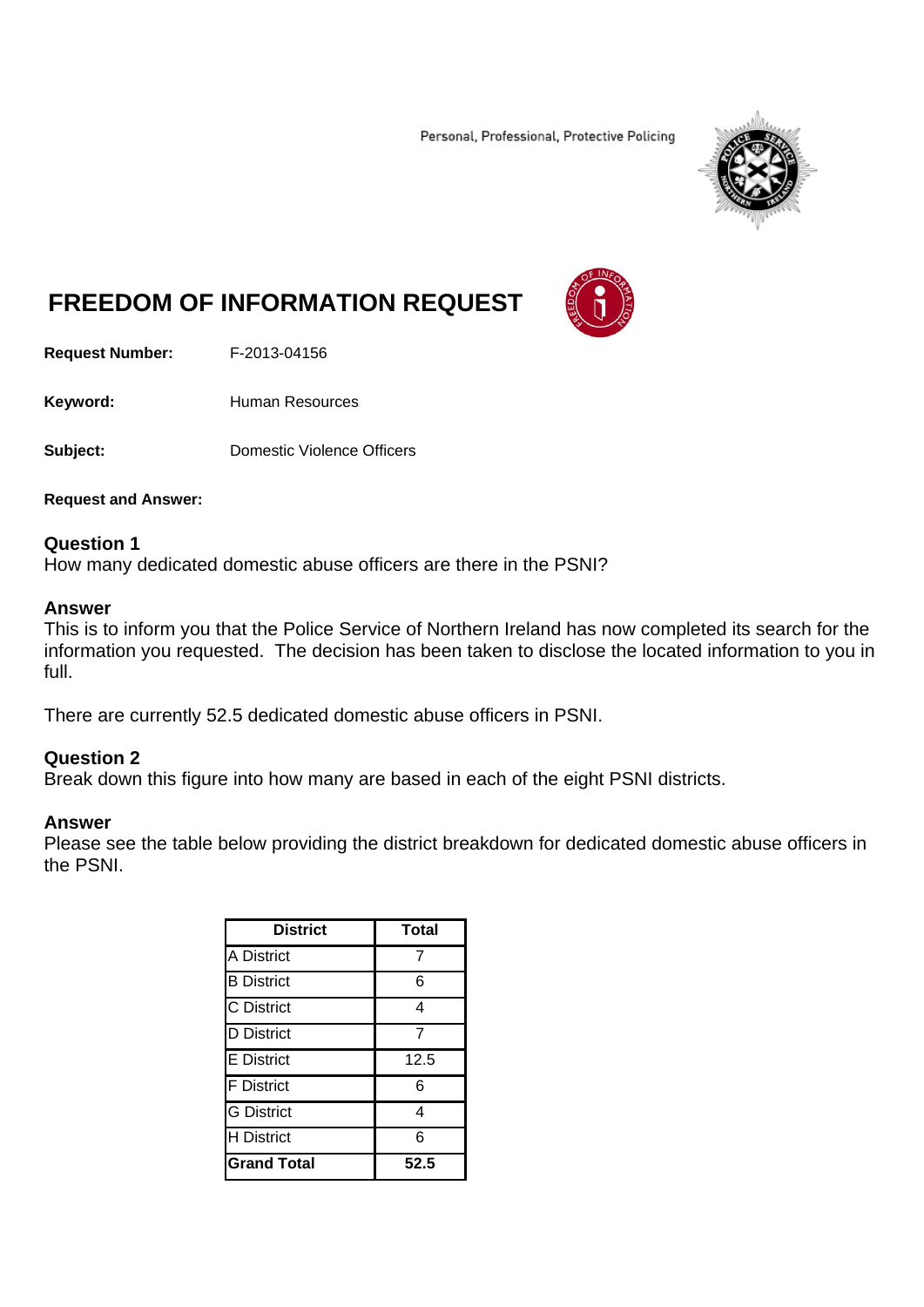Personal, Professional, Protective Policing

# FREEDOM OF INFORMATION REQUEST

**Request Number:** F-2013-04156

**Keyword:** Human Resources

**Subject:** Domestic Violence Officers

**Request and Answer:**

### Question 1
How many dedicated domestic abuse officers are there in the PSNI?

### Answer
This is to inform you that the Police Service of Northern Ireland has now completed its search for the information you requested. The decision has been taken to disclose the located information to you in full.

There are currently 52.5 dedicated domestic abuse officers in PSNI.

### Question 2
Break down this figure into how many are based in each of the eight PSNI districts.

### Answer
Please see the table below providing the district breakdown for dedicated domestic abuse officers in the PSNI.

| District | Total |
|---|---|
| A District | 7 |
| B District | 6 |
| C District | 4 |
| D District | 7 |
| E District | 12.5 |
| F District | 6 |
| G District | 4 |
| H District | 6 |
| **Grand Total** | **52.5** |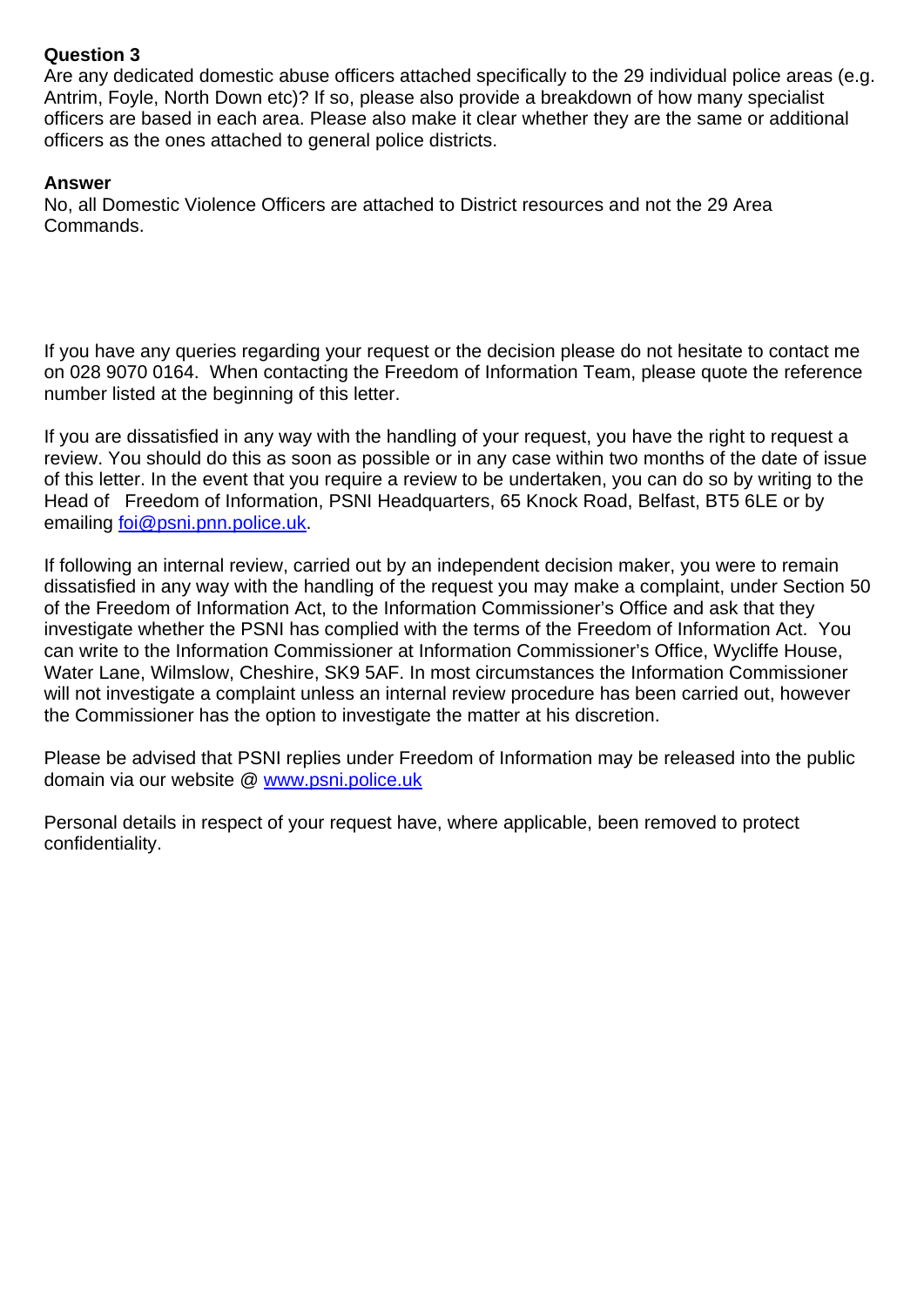**Question 3**
Are any dedicated domestic abuse officers attached specifically to the 29 individual police areas (e.g. Antrim, Foyle, North Down etc)? If so, please also provide a breakdown of how many specialist officers are based in each area. Please also make it clear whether they are the same or additional officers as the ones attached to general police districts.

**Answer**
No, all Domestic Violence Officers are attached to District resources and not the 29 Area Commands.

If you have any queries regarding your request or the decision please do not hesitate to contact me on 028 9070 0164. When contacting the Freedom of Information Team, please quote the reference number listed at the beginning of this letter.

If you are dissatisfied in any way with the handling of your request, you have the right to request a review. You should do this as soon as possible or in any case within two months of the date of issue of this letter. In the event that you require a review to be undertaken, you can do so by writing to the Head of Freedom of Information, PSNI Headquarters, 65 Knock Road, Belfast, BT5 6LE or by emailing foi@psni.pnn.police.uk.

If following an internal review, carried out by an independent decision maker, you were to remain dissatisfied in any way with the handling of the request you may make a complaint, under Section 50 of the Freedom of Information Act, to the Information Commissioner's Office and ask that they investigate whether the PSNI has complied with the terms of the Freedom of Information Act. You can write to the Information Commissioner at Information Commissioner's Office, Wycliffe House, Water Lane, Wilmslow, Cheshire, SK9 5AF. In most circumstances the Information Commissioner will not investigate a complaint unless an internal review procedure has been carried out, however the Commissioner has the option to investigate the matter at his discretion.

Please be advised that PSNI replies under Freedom of Information may be released into the public domain via our website @ www.psni.police.uk

Personal details in respect of your request have, where applicable, been removed to protect confidentiality.